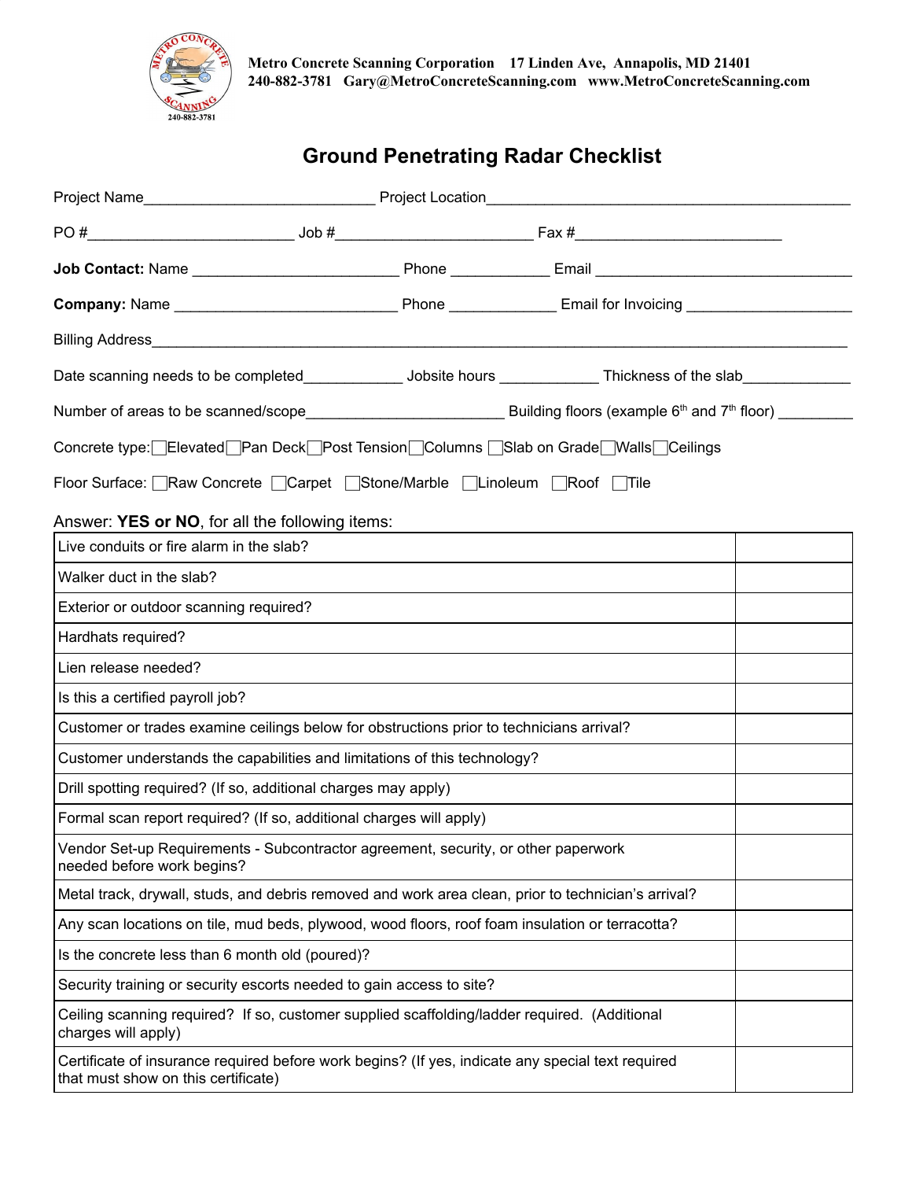**Metro Concrete Scanning Corporation** 17 Linden Ave, Annapolis, MD 21401
**240-882-3781 Gary@MetroConcreteScanning.com www.MetroConcreteScanning.com**

# Ground Penetrating Radar Checklist

Project Name____________________________ Project Location____________________________________________

PO #________________________ Job #_______________________ Fax #________________________

**Job Contact:** Name ________________________ Phone ____________ Email ______________________________

**Company:** Name __________________________ Phone _____________ Email for Invoicing ___________________

Billing Address______________________________________________________________________________

Date scanning needs to be completed____________ Jobsite hours ____________ Thickness of the slab_____________

Number of areas to be scanned/scope________________________ Building floors (example 6th and 7th floor) _________

Concrete type: ☐ Elevated ☐ Pan Deck ☐ Post Tension ☐ Columns ☐ Slab on Grade ☐ Walls ☐ Ceilings

Floor Surface: ☐ Raw Concrete ☐ Carpet ☐ Stone/Marble ☐ Linoleum ☐ Roof ☐ Tile

Answer: **YES or NO**, for all the following items:

| Item | YES / NO |
|---|---|
| Live conduits or fire alarm in the slab? | |
| Walker duct in the slab? | |
| Exterior or outdoor scanning required? | |
| Hardhats required? | |
| Lien release needed? | |
| Is this a certified payroll job? | |
| Customer or trades examine ceilings below for obstructions prior to technicians arrival? | |
| Customer understands the capabilities and limitations of this technology? | |
| Drill spotting required? (If so, additional charges may apply) | |
| Formal scan report required? (If so, additional charges will apply) | |
| Vendor Set-up Requirements - Subcontractor agreement, security, or other paperwork needed before work begins? | |
| Metal track, drywall, studs, and debris removed and work area clean, prior to technician's arrival? | |
| Any scan locations on tile, mud beds, plywood, wood floors, roof foam insulation or terracotta? | |
| Is the concrete less than 6 month old (poured)? | |
| Security training or security escorts needed to gain access to site? | |
| Ceiling scanning required? If so, customer supplied scaffolding/ladder required. (Additional charges will apply) | |
| Certificate of insurance required before work begins? (If yes, indicate any special text required that must show on this certificate) | |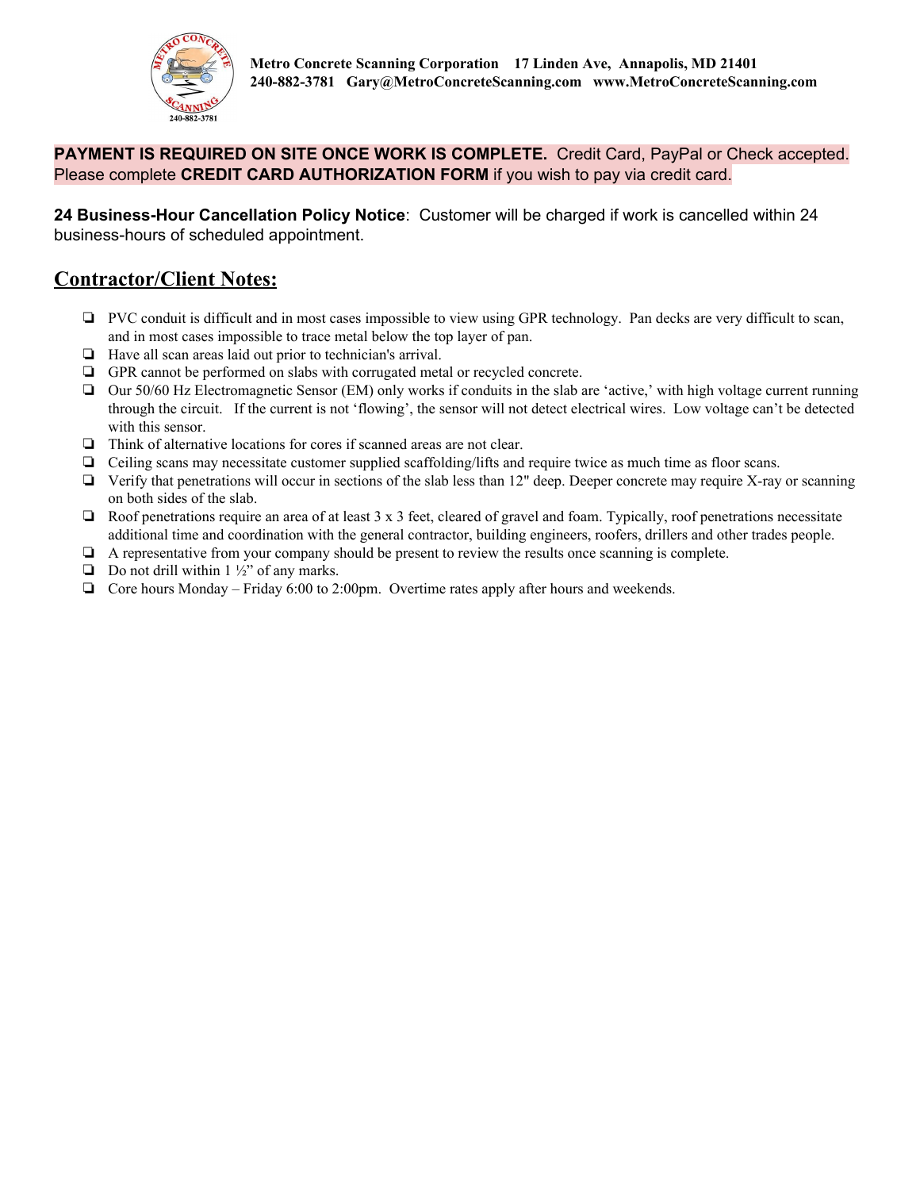**Metro Concrete Scanning Corporation 17 Linden Ave, Annapolis, MD 21401**
**240-882-3781 Gary@MetroConcreteScanning.com www.MetroConcreteScanning.com**

**PAYMENT IS REQUIRED ON SITE ONCE WORK IS COMPLETE.** Credit Card, PayPal or Check accepted. Please complete **CREDIT CARD AUTHORIZATION FORM** if you wish to pay via credit card.

**24 Business-Hour Cancellation Policy Notice**: Customer will be charged if work is cancelled within 24 business-hours of scheduled appointment.

## Contractor/Client Notes:

- PVC conduit is difficult and in most cases impossible to view using GPR technology. Pan decks are very difficult to scan, and in most cases impossible to trace metal below the top layer of pan.
- Have all scan areas laid out prior to technician's arrival.
- GPR cannot be performed on slabs with corrugated metal or recycled concrete.
- Our 50/60 Hz Electromagnetic Sensor (EM) only works if conduits in the slab are 'active,' with high voltage current running through the circuit. If the current is not 'flowing', the sensor will not detect electrical wires. Low voltage can't be detected with this sensor.
- Think of alternative locations for cores if scanned areas are not clear.
- Ceiling scans may necessitate customer supplied scaffolding/lifts and require twice as much time as floor scans.
- Verify that penetrations will occur in sections of the slab less than 12" deep. Deeper concrete may require X-ray or scanning on both sides of the slab.
- Roof penetrations require an area of at least 3 x 3 feet, cleared of gravel and foam. Typically, roof penetrations necessitate additional time and coordination with the general contractor, building engineers, roofers, drillers and other trades people.
- A representative from your company should be present to review the results once scanning is complete.
- Do not drill within 1 ½" of any marks.
- Core hours Monday – Friday 6:00 to 2:00pm. Overtime rates apply after hours and weekends.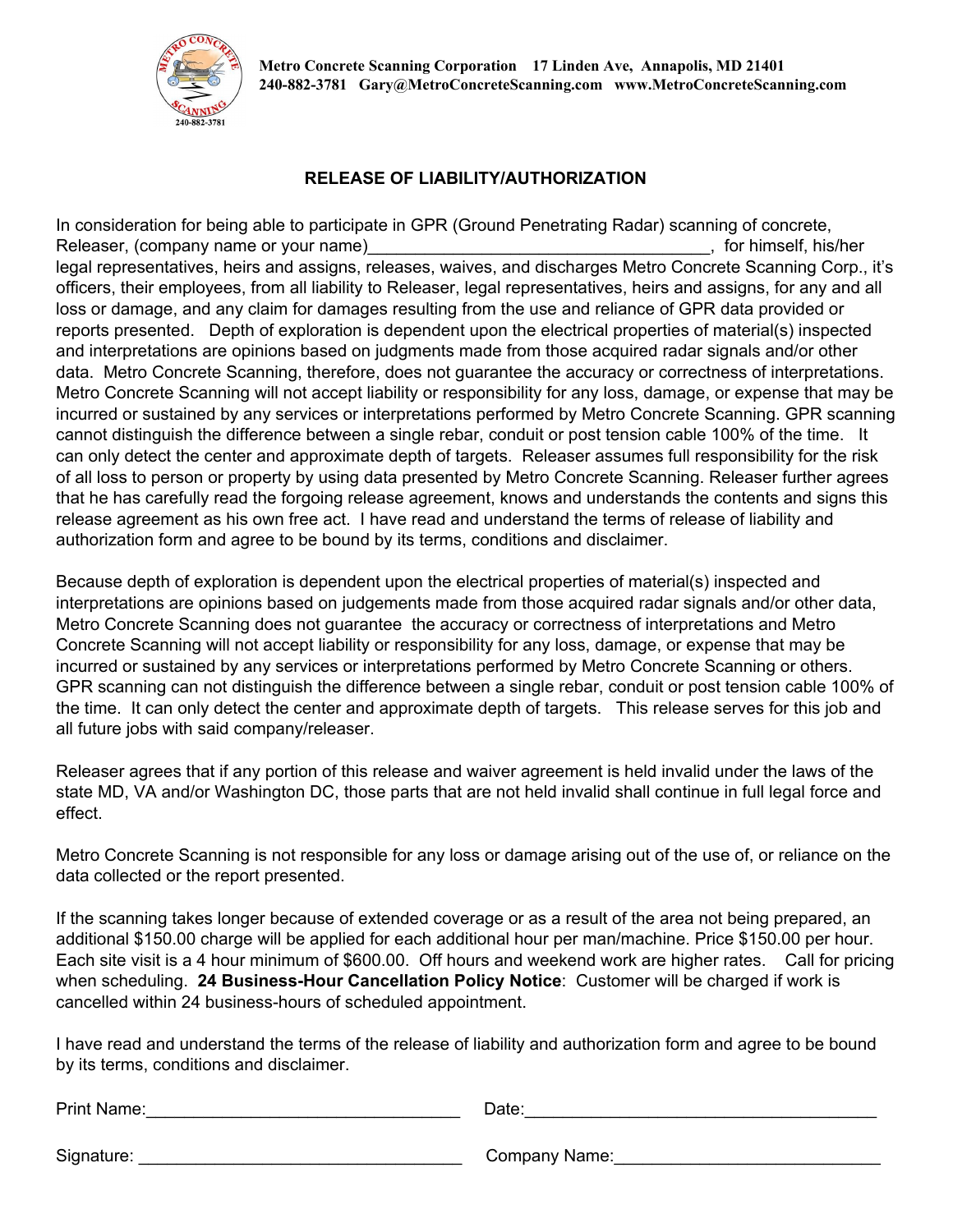Metro Concrete Scanning Corporation 17 Linden Ave, Annapolis, MD 21401
240-882-3781 Gary@MetroConcreteScanning.com www.MetroConcreteScanning.com

## RELEASE OF LIABILITY/AUTHORIZATION

In consideration for being able to participate in GPR (Ground Penetrating Radar) scanning of concrete, Releaser, (company name or your name)_____________________________________, for himself, his/her legal representatives, heirs and assigns, releases, waives, and discharges Metro Concrete Scanning Corp., it's officers, their employees, from all liability to Releaser, legal representatives, heirs and assigns, for any and all loss or damage, and any claim for damages resulting from the use and reliance of GPR data provided or reports presented. Depth of exploration is dependent upon the electrical properties of material(s) inspected and interpretations are opinions based on judgments made from those acquired radar signals and/or other data. Metro Concrete Scanning, therefore, does not guarantee the accuracy or correctness of interpretations. Metro Concrete Scanning will not accept liability or responsibility for any loss, damage, or expense that may be incurred or sustained by any services or interpretations performed by Metro Concrete Scanning. GPR scanning cannot distinguish the difference between a single rebar, conduit or post tension cable 100% of the time. It can only detect the center and approximate depth of targets. Releaser assumes full responsibility for the risk of all loss to person or property by using data presented by Metro Concrete Scanning. Releaser further agrees that he has carefully read the forgoing release agreement, knows and understands the contents and signs this release agreement as his own free act. I have read and understand the terms of release of liability and authorization form and agree to be bound by its terms, conditions and disclaimer.

Because depth of exploration is dependent upon the electrical properties of material(s) inspected and interpretations are opinions based on judgements made from those acquired radar signals and/or other data, Metro Concrete Scanning does not guarantee the accuracy or correctness of interpretations and Metro Concrete Scanning will not accept liability or responsibility for any loss, damage, or expense that may be incurred or sustained by any services or interpretations performed by Metro Concrete Scanning or others. GPR scanning can not distinguish the difference between a single rebar, conduit or post tension cable 100% of the time. It can only detect the center and approximate depth of targets. This release serves for this job and all future jobs with said company/releaser.

Releaser agrees that if any portion of this release and waiver agreement is held invalid under the laws of the state MD, VA and/or Washington DC, those parts that are not held invalid shall continue in full legal force and effect.

Metro Concrete Scanning is not responsible for any loss or damage arising out of the use of, or reliance on the data collected or the report presented.

If the scanning takes longer because of extended coverage or as a result of the area not being prepared, an additional $150.00 charge will be applied for each additional hour per man/machine. Price $150.00 per hour. Each site visit is a 4 hour minimum of $600.00. Off hours and weekend work are higher rates. Call for pricing when scheduling. **24 Business-Hour Cancellation Policy Notice**: Customer will be charged if work is cancelled within 24 business-hours of scheduled appointment.

I have read and understand the terms of the release of liability and authorization form and agree to be bound by its terms, conditions and disclaimer.

Print Name:_________________________________ Date:_____________________________________

Signature: __________________________________ Company Name:____________________________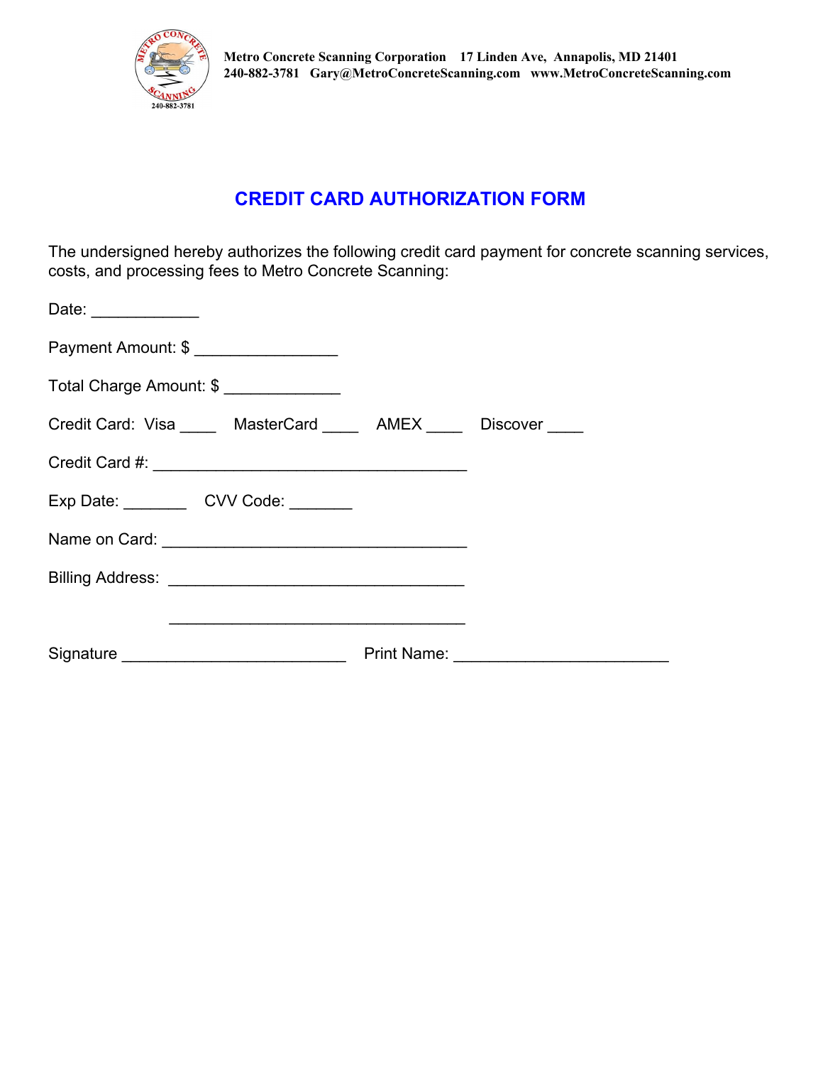Metro Concrete Scanning Corporation 17 Linden Ave, Annapolis, MD 21401
240-882-3781 Gary@MetroConcreteScanning.com www.MetroConcreteScanning.com

## CREDIT CARD AUTHORIZATION FORM

The undersigned hereby authorizes the following credit card payment for concrete scanning services, costs, and processing fees to Metro Concrete Scanning:

Date: ____________

Payment Amount: $ ________________

Total Charge Amount: $ _____________

Credit Card: Visa ____ MasterCard ____ AMEX ____ Discover ____

Credit Card #: ___________________________________

Exp Date: _______ CVV Code: _______

Name on Card: ___________________________________

Billing Address: _________________________________

_________________________________

Signature _________________________ Print Name: ________________________